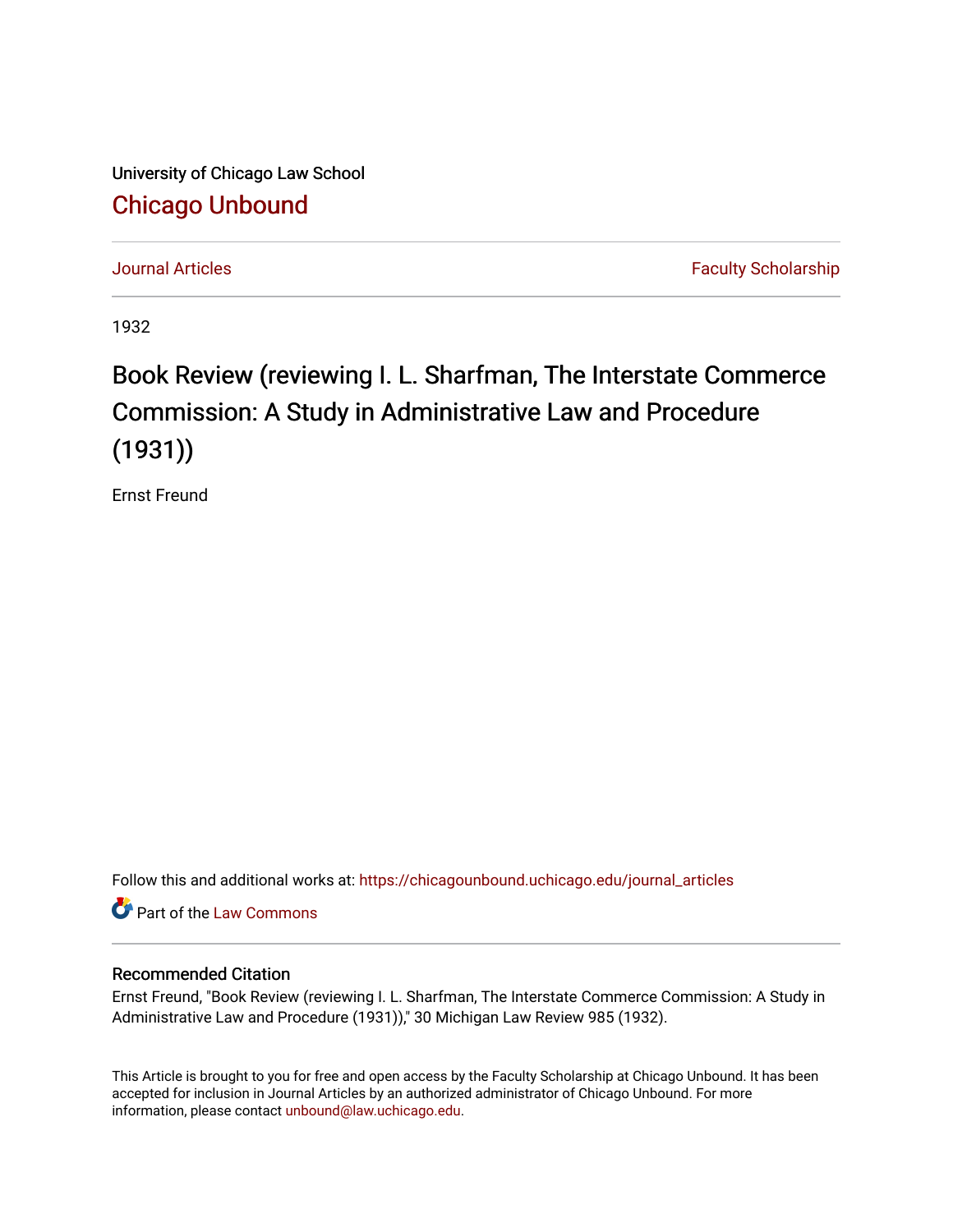University of Chicago Law School

# Chicago Unbound

Journal Articles | Faculty Scholarship

1932

## Book Review (reviewing I. L. Sharfman, The Interstate Commerce Commission: A Study in Administrative Law and Procedure (1931))

Ernst Freund

Follow this and additional works at: https://chicagounbound.uchicago.edu/journal_articles

Part of the Law Commons

### Recommended Citation

Ernst Freund, "Book Review (reviewing I. L. Sharfman, The Interstate Commerce Commission: A Study in Administrative Law and Procedure (1931))," 30 Michigan Law Review 985 (1932).

This Article is brought to you for free and open access by the Faculty Scholarship at Chicago Unbound. It has been accepted for inclusion in Journal Articles by an authorized administrator of Chicago Unbound. For more information, please contact unbound@law.uchicago.edu.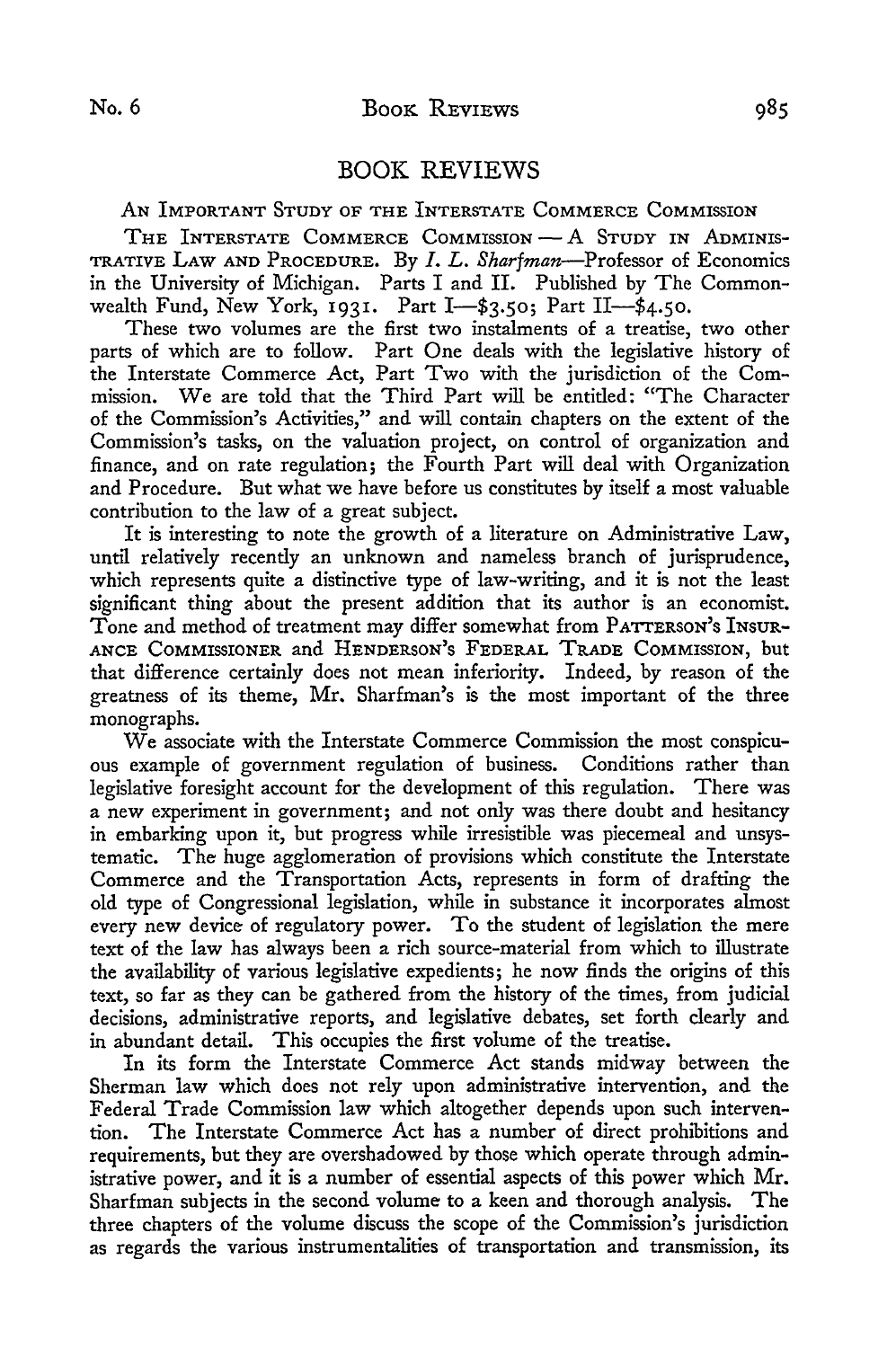# BOOK REVIEWS

## An Important Study of the Interstate Commerce Commission

The Interstate Commerce Commission — A Study in Administrative Law and Procedure. By *I. L. Sharfman*—Professor of Economics in the University of Michigan. Parts I and II. Published by The Commonwealth Fund, New York, 1931. Part I—$3.50; Part II—$4.50.

These two volumes are the first two instalments of a treatise, two other parts of which are to follow. Part One deals with the legislative history of the Interstate Commerce Act, Part Two with the jurisdiction of the Commission. We are told that the Third Part will be entitled: "The Character of the Commission's Activities," and will contain chapters on the extent of the Commission's tasks, on the valuation project, on control of organization and finance, and on rate regulation; the Fourth Part will deal with Organization and Procedure. But what we have before us constitutes by itself a most valuable contribution to the law of a great subject.

It is interesting to note the growth of a literature on Administrative Law, until relatively recently an unknown and nameless branch of jurisprudence, which represents quite a distinctive type of law-writing, and it is not the least significant thing about the present addition that its author is an economist. Tone and method of treatment may differ somewhat from Patterson's Insurance Commissioner and Henderson's Federal Trade Commission, but that difference certainly does not mean inferiority. Indeed, by reason of the greatness of its theme, Mr. Sharfman's is the most important of the three monographs.

We associate with the Interstate Commerce Commission the most conspicuous example of government regulation of business. Conditions rather than legislative foresight account for the development of this regulation. There was a new experiment in government; and not only was there doubt and hesitancy in embarking upon it, but progress while irresistible was piecemeal and unsystematic. The huge agglomeration of provisions which constitute the Interstate Commerce and the Transportation Acts, represents in form of drafting the old type of Congressional legislation, while in substance it incorporates almost every new device of regulatory power. To the student of legislation the mere text of the law has always been a rich source-material from which to illustrate the availability of various legislative expedients; he now finds the origins of this text, so far as they can be gathered from the history of the times, from judicial decisions, administrative reports, and legislative debates, set forth clearly and in abundant detail. This occupies the first volume of the treatise.

In its form the Interstate Commerce Act stands midway between the Sherman law which does not rely upon administrative intervention, and the Federal Trade Commission law which altogether depends upon such intervention. The Interstate Commerce Act has a number of direct prohibitions and requirements, but they are overshadowed by those which operate through administrative power, and it is a number of essential aspects of this power which Mr. Sharfman subjects in the second volume to a keen and thorough analysis. The three chapters of the volume discuss the scope of the Commission's jurisdiction as regards the various instrumentalities of transportation and transmission, its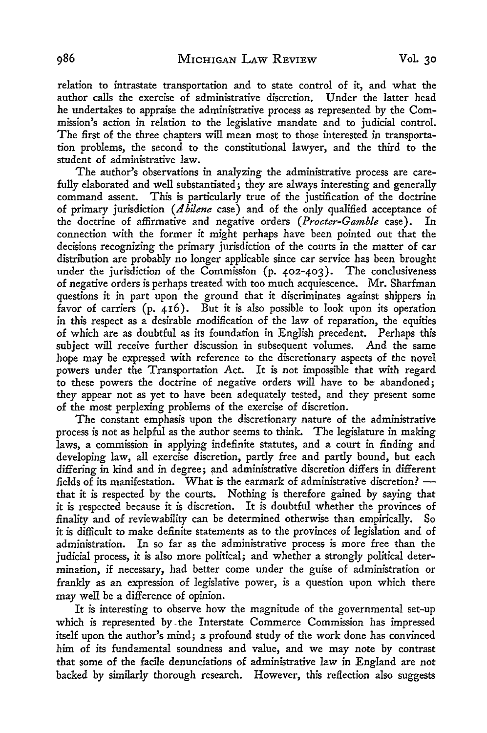relation to intrastate transportation and to state control of it, and what the author calls the exercise of administrative discretion. Under the latter head he undertakes to appraise the administrative process as represented by the Commission's action in relation to the legislative mandate and to judicial control. The first of the three chapters will mean most to those interested in transportation problems, the second to the constitutional lawyer, and the third to the student of administrative law.

The author's observations in analyzing the administrative process are carefully elaborated and well substantiated; they are always interesting and generally command assent. This is particularly true of the justification of the doctrine of primary jurisdiction (*Abilene* case) and of the only qualified acceptance of the doctrine of affirmative and negative orders (*Procter-Gamble* case). In connection with the former it might perhaps have been pointed out that the decisions recognizing the primary jurisdiction of the courts in the matter of car distribution are probably no longer applicable since car service has been brought under the jurisdiction of the Commission (p. 402-403). The conclusiveness of negative orders is perhaps treated with too much acquiescence. Mr. Sharfman questions it in part upon the ground that it discriminates against shippers in favor of carriers (p. 416). But it is also possible to look upon its operation in this respect as a desirable modification of the law of reparation, the equities of which are as doubtful as its foundation in English precedent. Perhaps this subject will receive further discussion in subsequent volumes. And the same hope may be expressed with reference to the discretionary aspects of the novel powers under the Transportation Act. It is not impossible that with regard to these powers the doctrine of negative orders will have to be abandoned; they appear not as yet to have been adequately tested, and they present some of the most perplexing problems of the exercise of discretion.

The constant emphasis upon the discretionary nature of the administrative process is not as helpful as the author seems to think. The legislature in making laws, a commission in applying indefinite statutes, and a court in finding and developing law, all exercise discretion, partly free and partly bound, but each differing in kind and in degree; and administrative discretion differs in different fields of its manifestation. What is the earmark of administrative discretion? — that it is respected by the courts. Nothing is therefore gained by saying that it is respected because it is discretion. It is doubtful whether the provinces of finality and of reviewability can be determined otherwise than empirically. So it is difficult to make definite statements as to the provinces of legislation and of administration. In so far as the administrative process is more free than the judicial process, it is also more political; and whether a strongly political determination, if necessary, had better come under the guise of administration or frankly as an expression of legislative power, is a question upon which there may well be a difference of opinion.

It is interesting to observe how the magnitude of the governmental set-up which is represented by the Interstate Commerce Commission has impressed itself upon the author's mind; a profound study of the work done has convinced him of its fundamental soundness and value, and we may note by contrast that some of the facile denunciations of administrative law in England are not backed by similarly thorough research. However, this reflection also suggests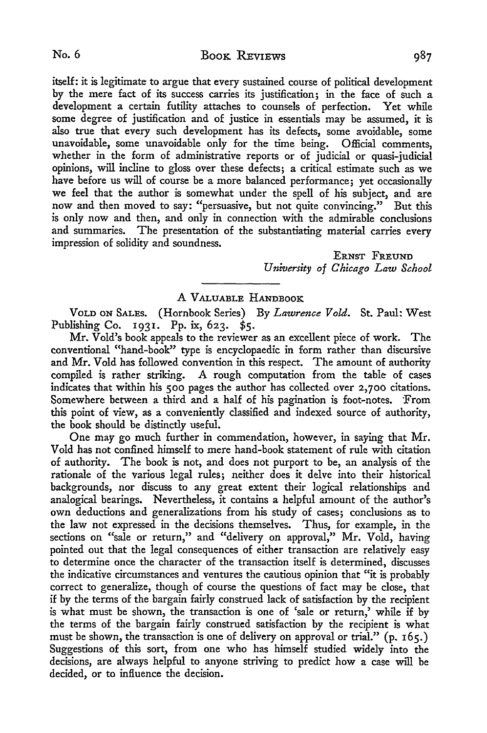itself: it is legitimate to argue that every sustained course of political development by the mere fact of its success carries its justification; in the face of such a development a certain futility attaches to counsels of perfection. Yet while some degree of justification and of justice in essentials may be assumed, it is also true that every such development has its defects, some avoidable, some unavoidable, some unavoidable only for the time being. Official comments, whether in the form of administrative reports or of judicial or quasi-judicial opinions, will incline to gloss over these defects; a critical estimate such as we have before us will of course be a more balanced performance; yet occasionally we feel that the author is somewhat under the spell of his subject, and are now and then moved to say: "persuasive, but not quite convincing." But this is only now and then, and only in connection with the admirable conclusions and summaries. The presentation of the substantiating material carries every impression of solidity and soundness.

ERNST FREUND
*University of Chicago Law School*

---

## A VALUABLE HANDBOOK

VOLD ON SALES. (Hornbook Series) By *Lawrence Vold*. St. Paul: West Publishing Co. 1931. Pp. ix, 623. $5.

Mr. Vold's book appeals to the reviewer as an excellent piece of work. The conventional "hand-book" type is encyclopaedic in form rather than discursive and Mr. Vold has followed convention in this respect. The amount of authority compiled is rather striking. A rough computation from the table of cases indicates that within his 500 pages the author has collected over 2,700 citations. Somewhere between a third and a half of his pagination is foot-notes. From this point of view, as a conveniently classified and indexed source of authority, the book should be distinctly useful.

One may go much further in commendation, however, in saying that Mr. Vold has not confined himself to mere hand-book statement of rule with citation of authority. The book is not, and does not purport to be, an analysis of the rationale of the various legal rules; neither does it delve into their historical backgrounds, nor discuss to any great extent their logical relationships and analogical bearings. Nevertheless, it contains a helpful amount of the author's own deductions and generalizations from his study of cases; conclusions as to the law not expressed in the decisions themselves. Thus, for example, in the sections on "sale or return," and "delivery on approval," Mr. Vold, having pointed out that the legal consequences of either transaction are relatively easy to determine once the character of the transaction itself is determined, discusses the indicative circumstances and ventures the cautious opinion that "it is probably correct to generalize, though of course the questions of fact may be close, that if by the terms of the bargain fairly construed lack of satisfaction by the recipient is what must be shown, the transaction is one of 'sale or return,' while if by the terms of the bargain fairly construed satisfaction by the recipient is what must be shown, the transaction is one of delivery on approval or trial." (p. 165.) Suggestions of this sort, from one who has himself studied widely into the decisions, are always helpful to anyone striving to predict how a case will be decided, or to influence the decision.